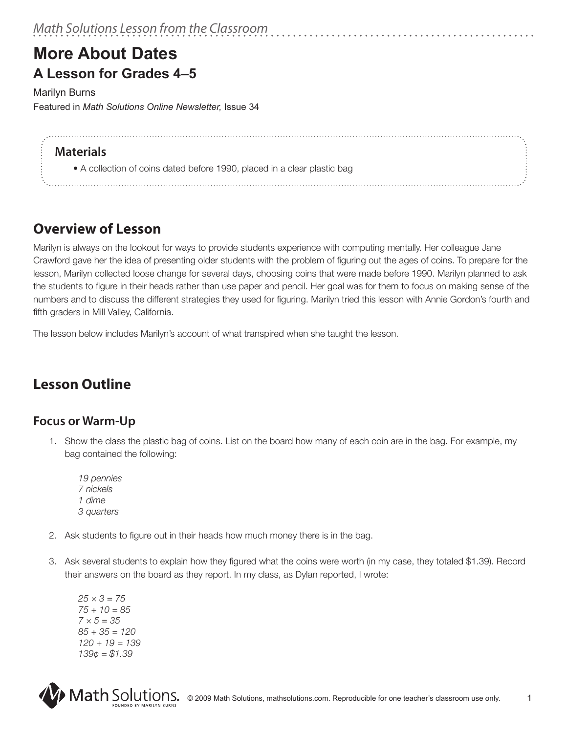*Math Solutions Lesson from the Classroom*

# More About Dates

## A Lesson for Grades 4–5

Marilyn Burns

Featured in *Math Solutions Online Newsletter,* Issue 34

### Materials

- A collection of coins dated before 1990, placed in a clear plastic bag

## Overview of Lesson

Marilyn is always on the lookout for ways to provide students experience with computing mentally. Her colleague Jane Crawford gave her the idea of presenting older students with the problem of figuring out the ages of coins. To prepare for the lesson, Marilyn collected loose change for several days, choosing coins that were made before 1990. Marilyn planned to ask the students to figure in their heads rather than use paper and pencil. Her goal was for them to focus on making sense of the numbers and to discuss the different strategies they used for figuring. Marilyn tried this lesson with Annie Gordon's fourth and fifth graders in Mill Valley, California.

The lesson below includes Marilyn's account of what transpired when she taught the lesson.

## Lesson Outline

### Focus or Warm-Up

1. Show the class the plastic bag of coins. List on the board how many of each coin are in the bag. For example, my bag contained the following:

   *19 pennies*
   *7 nickels*
   *1 dime*
   *3 quarters*

2. Ask students to figure out in their heads how much money there is in the bag.

3. Ask several students to explain how they figured what the coins were worth (in my case, they totaled $1.39). Record their answers on the board as they report. In my class, as Dylan reported, I wrote:

   $25 \times 3 = 75$
   $75 + 10 = 85$
   $7 \times 5 = 35$
   $85 + 35 = 120$
   $120 + 19 = 139$
   $139¢ = \$1.39$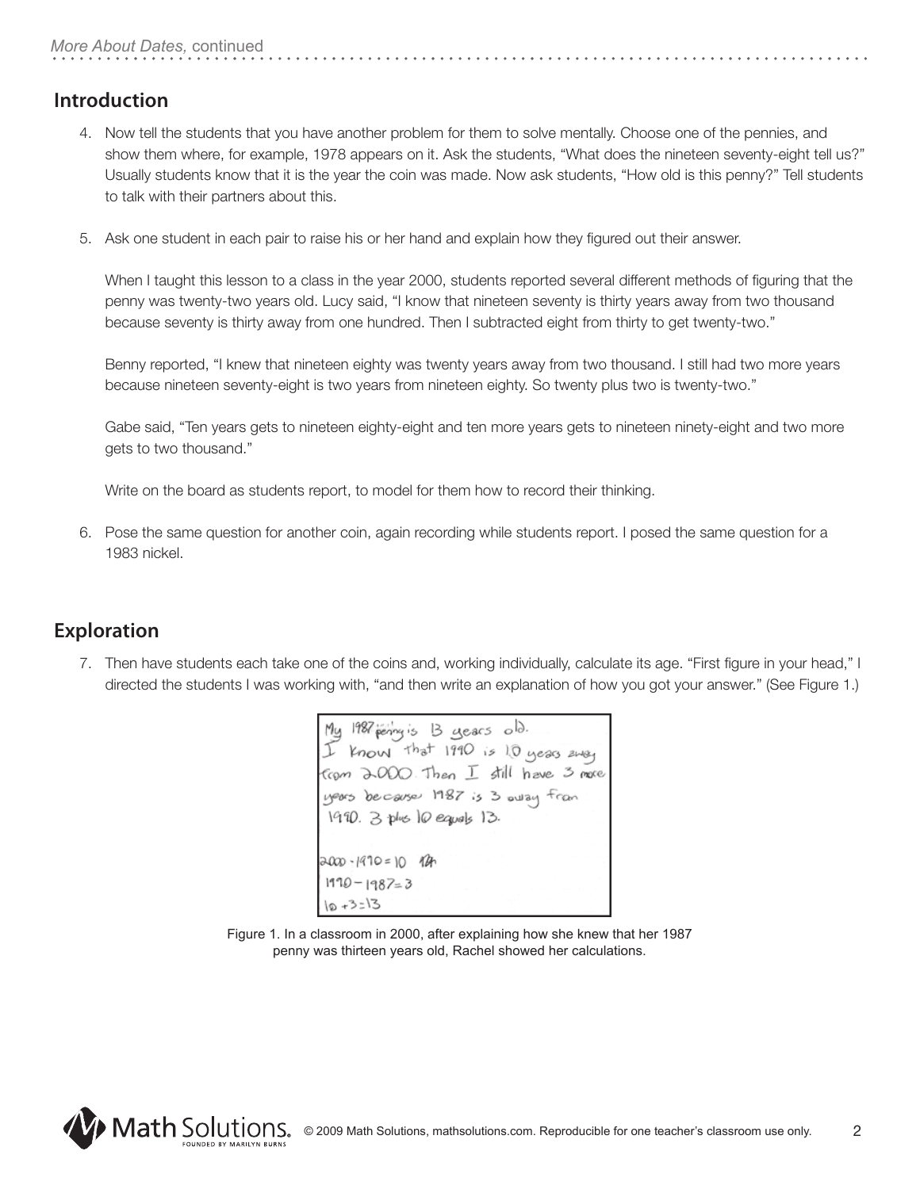## Introduction

4. Now tell the students that you have another problem for them to solve mentally. Choose one of the pennies, and show them where, for example, 1978 appears on it. Ask the students, "What does the nineteen seventy-eight tell us?" Usually students know that it is the year the coin was made. Now ask students, "How old is this penny?" Tell students to talk with their partners about this.

5. Ask one student in each pair to raise his or her hand and explain how they figured out their answer.

   When I taught this lesson to a class in the year 2000, students reported several different methods of figuring that the penny was twenty-two years old. Lucy said, "I know that nineteen seventy is thirty years away from two thousand because seventy is thirty away from one hundred. Then I subtracted eight from thirty to get twenty-two."

   Benny reported, "I knew that nineteen eighty was twenty years away from two thousand. I still had two more years because nineteen seventy-eight is two years from nineteen eighty. So twenty plus two is twenty-two."

   Gabe said, "Ten years gets to nineteen eighty-eight and ten more years gets to nineteen ninety-eight and two more gets to two thousand."

   Write on the board as students report, to model for them how to record their thinking.

6. Pose the same question for another coin, again recording while students report. I posed the same question for a 1983 nickel.

## Exploration

7. Then have students each take one of the coins and, working individually, calculate its age. "First figure in your head," I directed the students I was working with, "and then write an explanation of how you got your answer." (See Figure 1.)

   My 1987 penny is 13 years old.
   I know that 1990 is 10 years away from 2000. Then I still have 3 more years because 1987 is 3 away from 1990. 3 plus 10 equals 13.

   2000 - 1990 = 10
   1990 - 1987 = 3
   10 + 3 = 13

Figure 1. In a classroom in 2000, after explaining how she knew that her 1987 penny was thirteen years old, Rachel showed her calculations.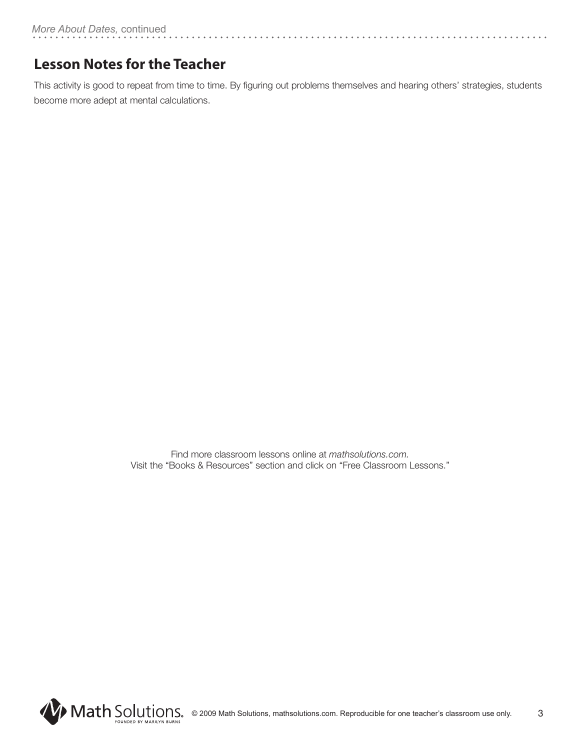## Lesson Notes for the Teacher

This activity is good to repeat from time to time. By figuring out problems themselves and hearing others' strategies, students become more adept at mental calculations.

Find more classroom lessons online at *mathsolutions.com.*
Visit the "Books & Resources" section and click on "Free Classroom Lessons."

© 2009 Math Solutions, mathsolutions.com. Reproducible for one teacher's classroom use only.